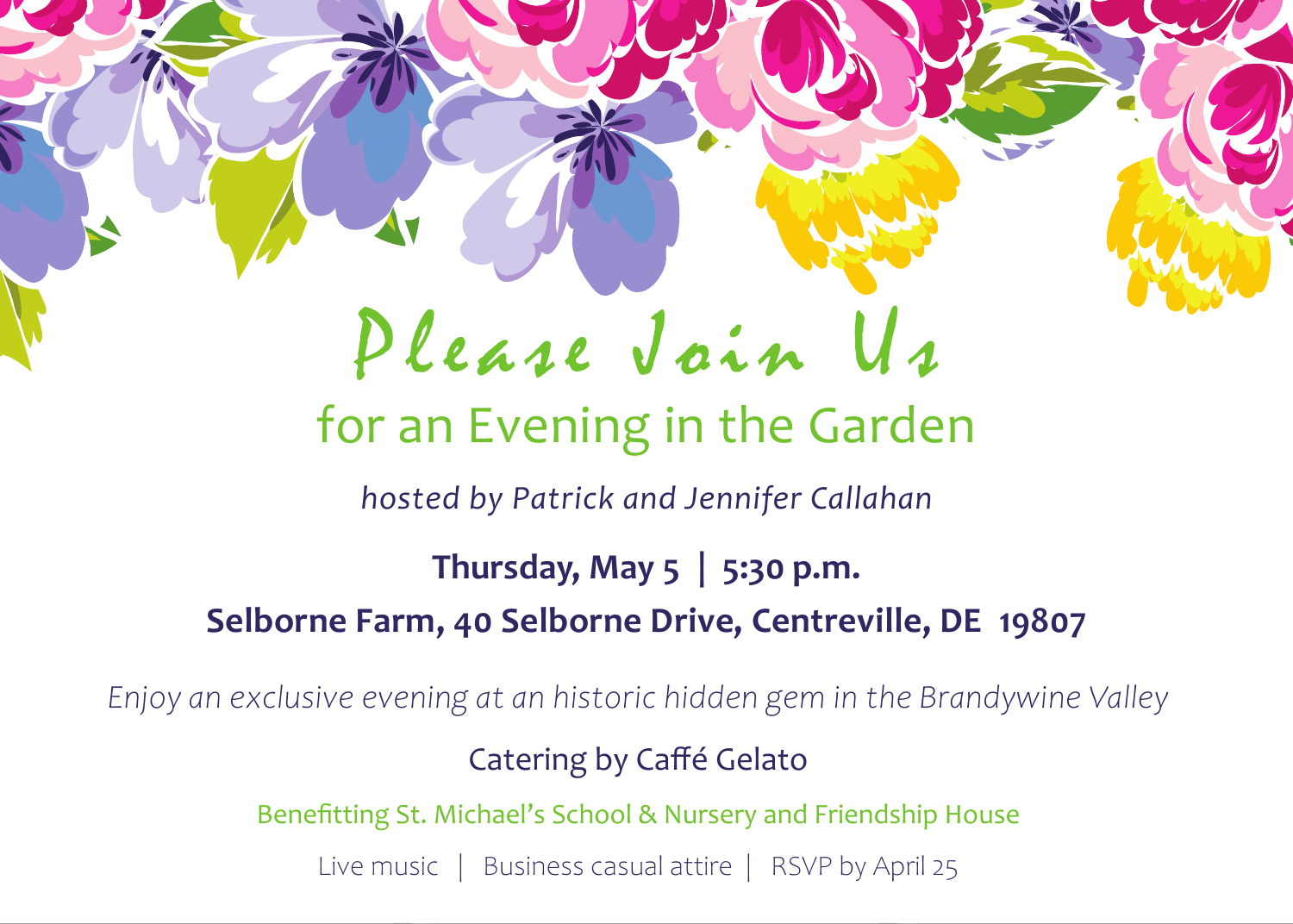# Please Join Us

## for an Evening in the Garden

*hosted by Patrick and Jennifer Callahan*

**Thursday, May 5 | 5:30 p.m.**

**Selborne Farm, 40 Selborne Drive, Centreville, DE 19807**

*Enjoy an exclusive evening at an historic hidden gem in the Brandywine Valley*

Catering by Caffé Gelato

Benefitting St. Michael's School & Nursery and Friendship House

Live music | Business casual attire | RSVP by April 25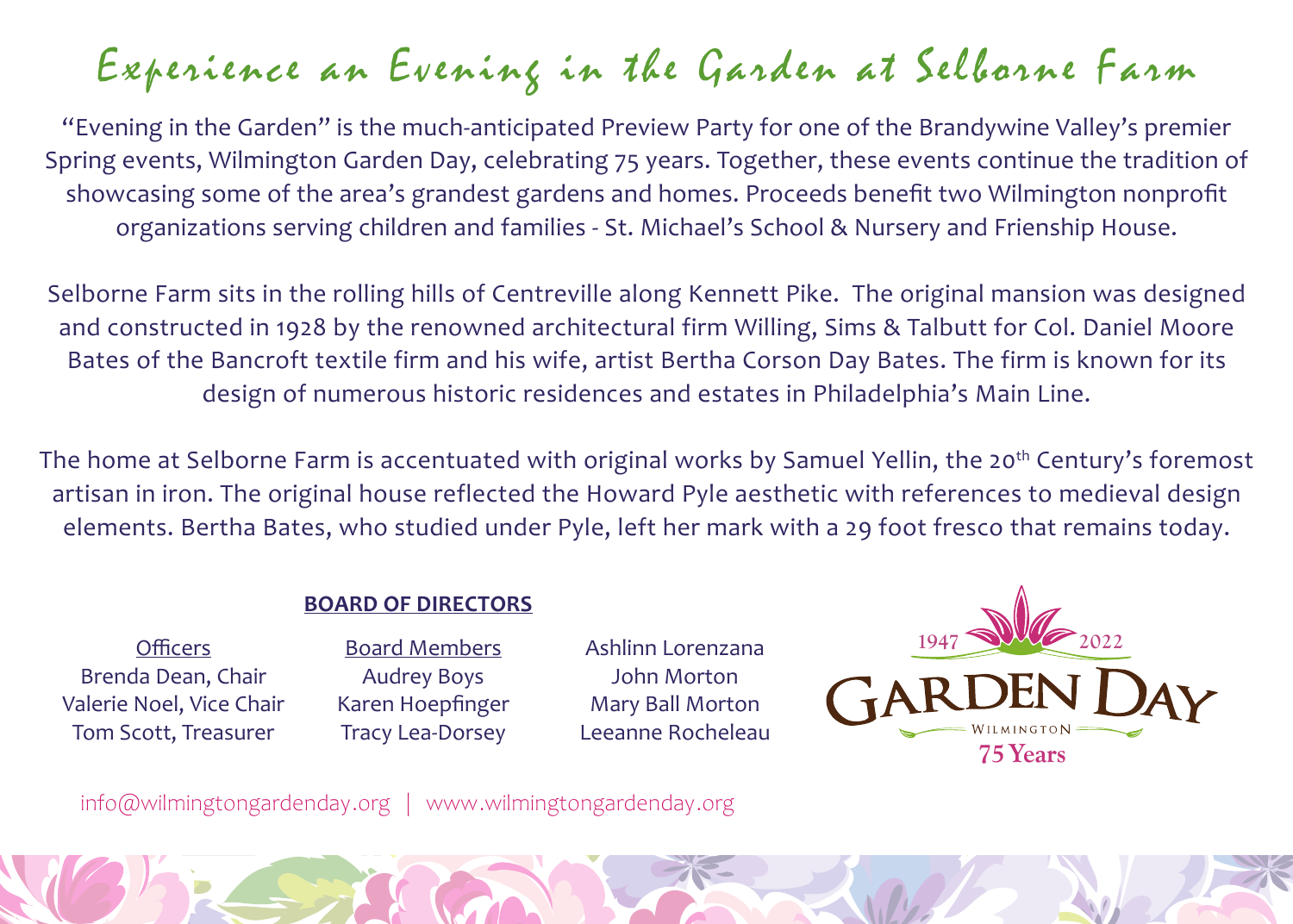# Experience an Evening in the Garden at Selborne Farm

"Evening in the Garden" is the much-anticipated Preview Party for one of the Brandywine Valley's premier Spring events, Wilmington Garden Day, celebrating 75 years. Together, these events continue the tradition of showcasing some of the area's grandest gardens and homes. Proceeds benefit two Wilmington nonprofit organizations serving children and families - St. Michael's School & Nursery and Frienship House.

Selborne Farm sits in the rolling hills of Centreville along Kennett Pike. The original mansion was designed and constructed in 1928 by the renowned architectural firm Willing, Sims & Talbutt for Col. Daniel Moore Bates of the Bancroft textile firm and his wife, artist Bertha Corson Day Bates. The firm is known for its design of numerous historic residences and estates in Philadelphia's Main Line.

The home at Selborne Farm is accentuated with original works by Samuel Yellin, the 20th Century's foremost artisan in iron. The original house reflected the Howard Pyle aesthetic with references to medieval design elements. Bertha Bates, who studied under Pyle, left her mark with a 29 foot fresco that remains today.

**BOARD OF DIRECTORS**

Officers
Brenda Dean, Chair
Valerie Noel, Vice Chair
Tom Scott, Treasurer

Board Members
Audrey Boys
Karen Hoepfinger
Tracy Lea-Dorsey
Ashlinn Lorenzana
John Morton
Mary Ball Morton
Leeanne Rocheleau

1947 2022
GARDEN DAY
WILMINGTON
75 Years

info@wilmingtongardenday.org | www.wilmingtongardenday.org